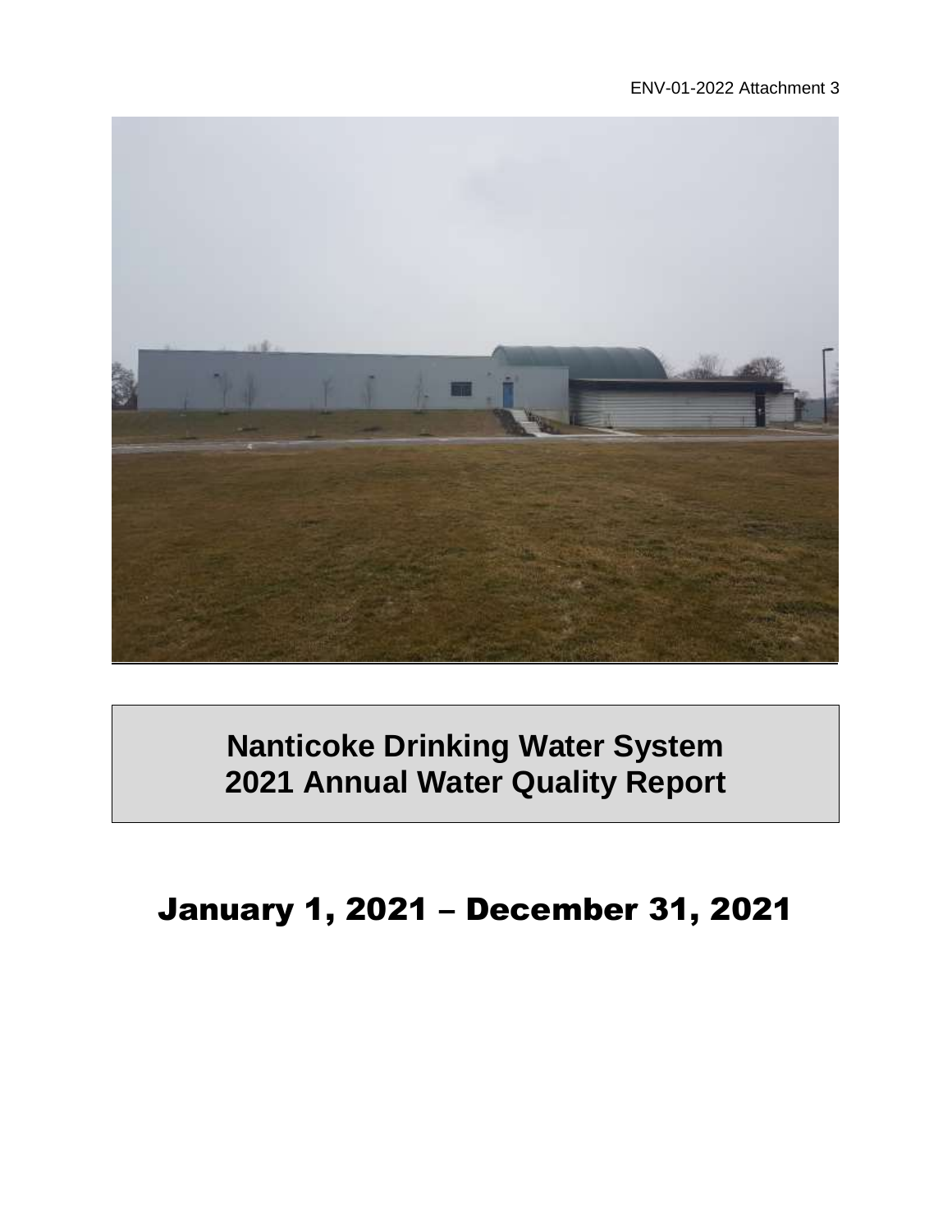ENV-01-2022 Attachment 3

# Nanticoke Drinking Water System
# 2021 Annual Water Quality Report

## January 1, 2021 – December 31, 2021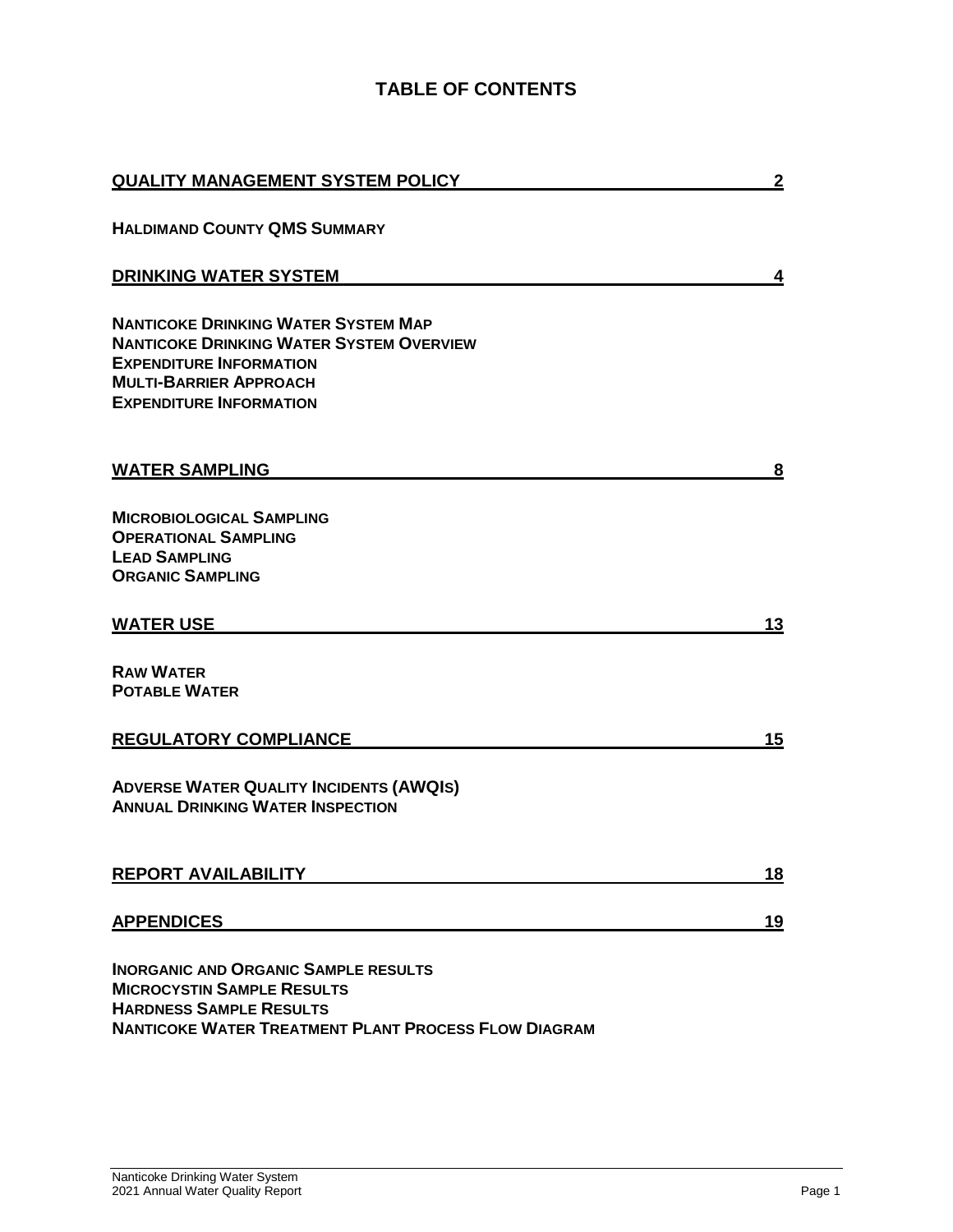# TABLE OF CONTENTS

| | |
|---|---|
| **QUALITY MANAGEMENT SYSTEM POLICY** | **2** |
| **HALDIMAND COUNTY QMS SUMMARY** | |
| **DRINKING WATER SYSTEM** | **4** |
| **NANTICOKE DRINKING WATER SYSTEM MAP** | |
| **NANTICOKE DRINKING WATER SYSTEM OVERVIEW** | |
| **EXPENDITURE INFORMATION** | |
| **MULTI-BARRIER APPROACH** | |
| **EXPENDITURE INFORMATION** | |
| **WATER SAMPLING** | **8** |
| **MICROBIOLOGICAL SAMPLING** | |
| **OPERATIONAL SAMPLING** | |
| **LEAD SAMPLING** | |
| **ORGANIC SAMPLING** | |
| **WATER USE** | **13** |
| **RAW WATER** | |
| **POTABLE WATER** | |
| **REGULATORY COMPLIANCE** | **15** |
| **ADVERSE WATER QUALITY INCIDENTS (AWQIS)** | |
| **ANNUAL DRINKING WATER INSPECTION** | |
| **REPORT AVAILABILITY** | **18** |
| **APPENDICES** | **19** |
| **INORGANIC AND ORGANIC SAMPLE RESULTS** | |
| **MICROCYSTIN SAMPLE RESULTS** | |
| **HARDNESS SAMPLE RESULTS** | |
| **NANTICOKE WATER TREATMENT PLANT PROCESS FLOW DIAGRAM** | |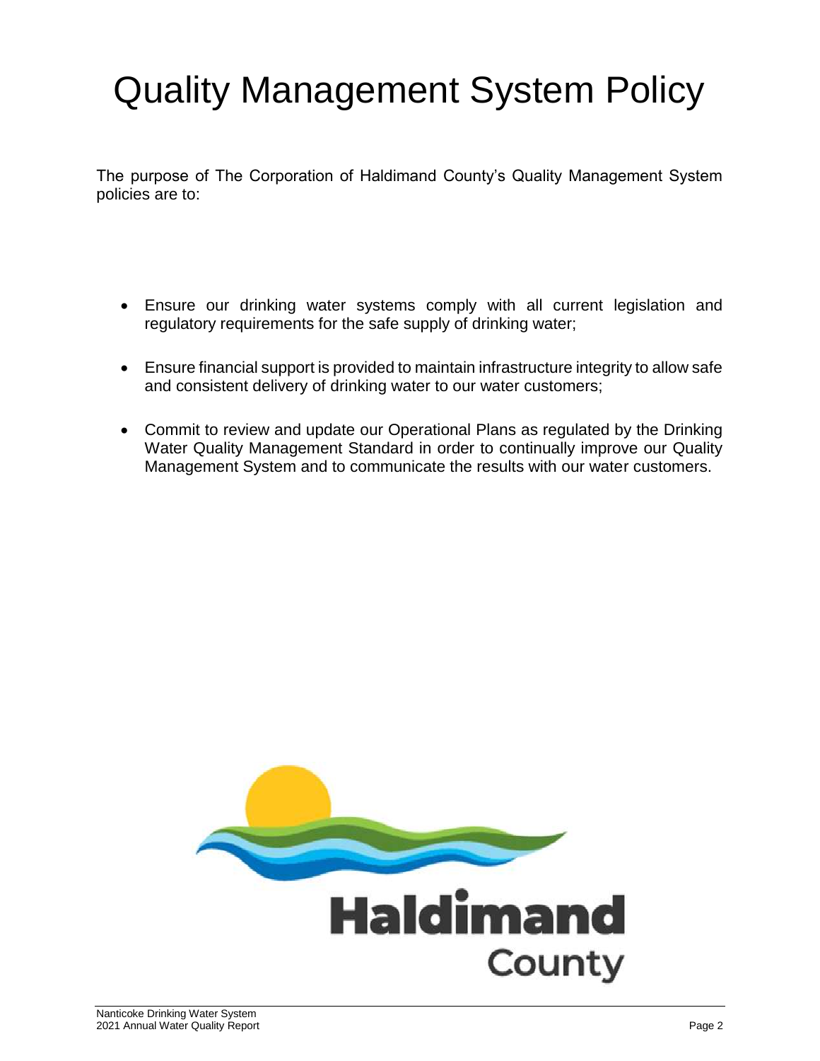# Quality Management System Policy

The purpose of The Corporation of Haldimand County's Quality Management System policies are to:

- Ensure our drinking water systems comply with all current legislation and regulatory requirements for the safe supply of drinking water;
- Ensure financial support is provided to maintain infrastructure integrity to allow safe and consistent delivery of drinking water to our water customers;
- Commit to review and update our Operational Plans as regulated by the Drinking Water Quality Management Standard in order to continually improve our Quality Management System and to communicate the results with our water customers.

Haldimand County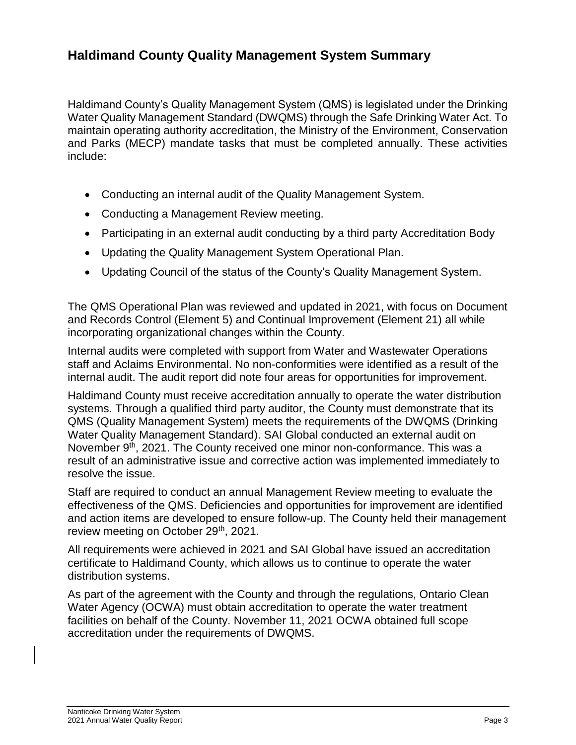## Haldimand County Quality Management System Summary

Haldimand County's Quality Management System (QMS) is legislated under the Drinking Water Quality Management Standard (DWQMS) through the Safe Drinking Water Act. To maintain operating authority accreditation, the Ministry of the Environment, Conservation and Parks (MECP) mandate tasks that must be completed annually. These activities include:

- Conducting an internal audit of the Quality Management System.
- Conducting a Management Review meeting.
- Participating in an external audit conducting by a third party Accreditation Body
- Updating the Quality Management System Operational Plan.
- Updating Council of the status of the County's Quality Management System.

The QMS Operational Plan was reviewed and updated in 2021, with focus on Document and Records Control (Element 5) and Continual Improvement (Element 21) all while incorporating organizational changes within the County.

Internal audits were completed with support from Water and Wastewater Operations staff and Aclaims Environmental. No non-conformities were identified as a result of the internal audit. The audit report did note four areas for opportunities for improvement.

Haldimand County must receive accreditation annually to operate the water distribution systems. Through a qualified third party auditor, the County must demonstrate that its QMS (Quality Management System) meets the requirements of the DWQMS (Drinking Water Quality Management Standard). SAI Global conducted an external audit on November 9th, 2021. The County received one minor non-conformance. This was a result of an administrative issue and corrective action was implemented immediately to resolve the issue.

Staff are required to conduct an annual Management Review meeting to evaluate the effectiveness of the QMS. Deficiencies and opportunities for improvement are identified and action items are developed to ensure follow-up. The County held their management review meeting on October 29th, 2021.

All requirements were achieved in 2021 and SAI Global have issued an accreditation certificate to Haldimand County, which allows us to continue to operate the water distribution systems.

As part of the agreement with the County and through the regulations, Ontario Clean Water Agency (OCWA) must obtain accreditation to operate the water treatment facilities on behalf of the County. November 11, 2021 OCWA obtained full scope accreditation under the requirements of DWQMS.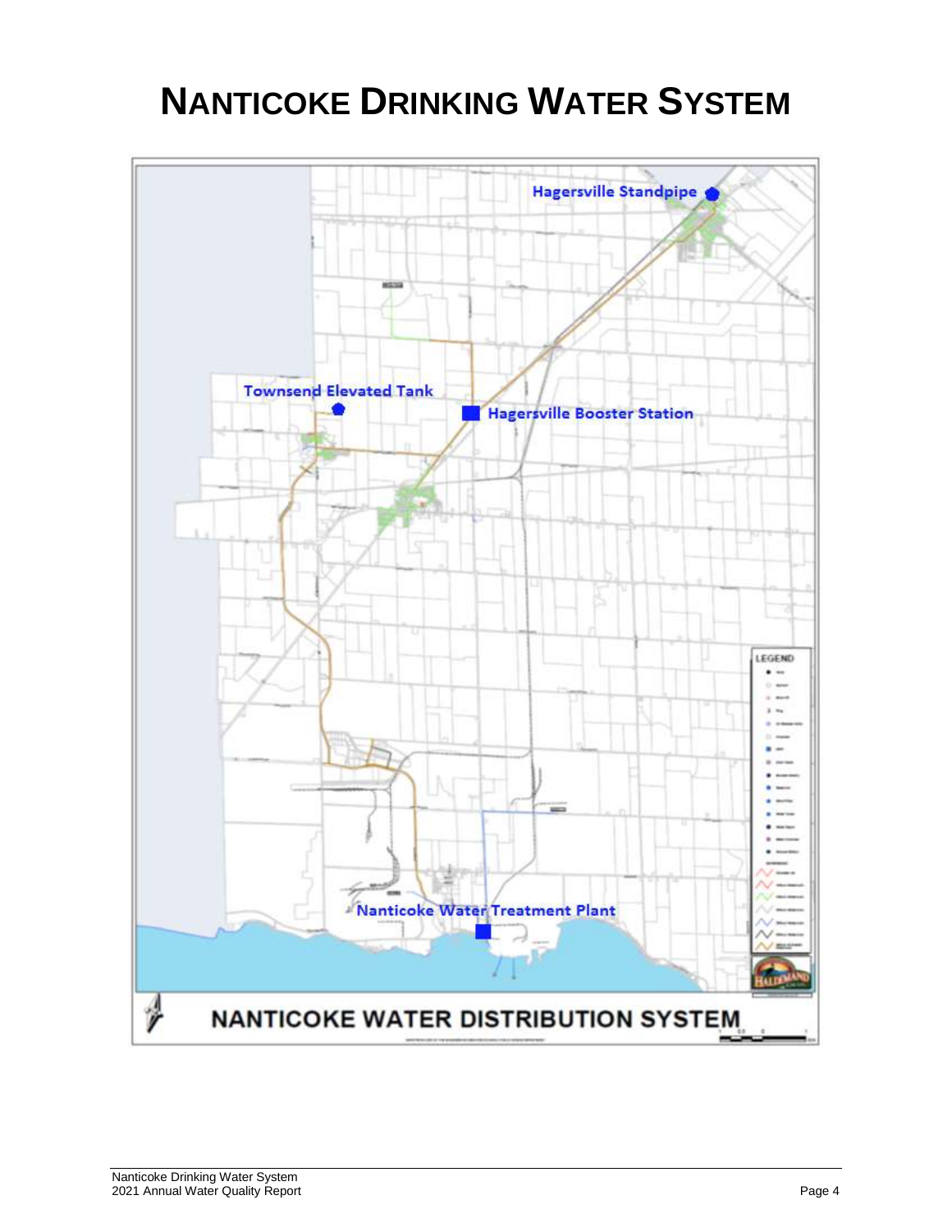# NANTICOKE DRINKING WATER SYSTEM

Hagersville Standpipe

Townsend Elevated Tank

Hagersville Booster Station

Nanticoke Water Treatment Plant

NANTICOKE WATER DISTRIBUTION SYSTEM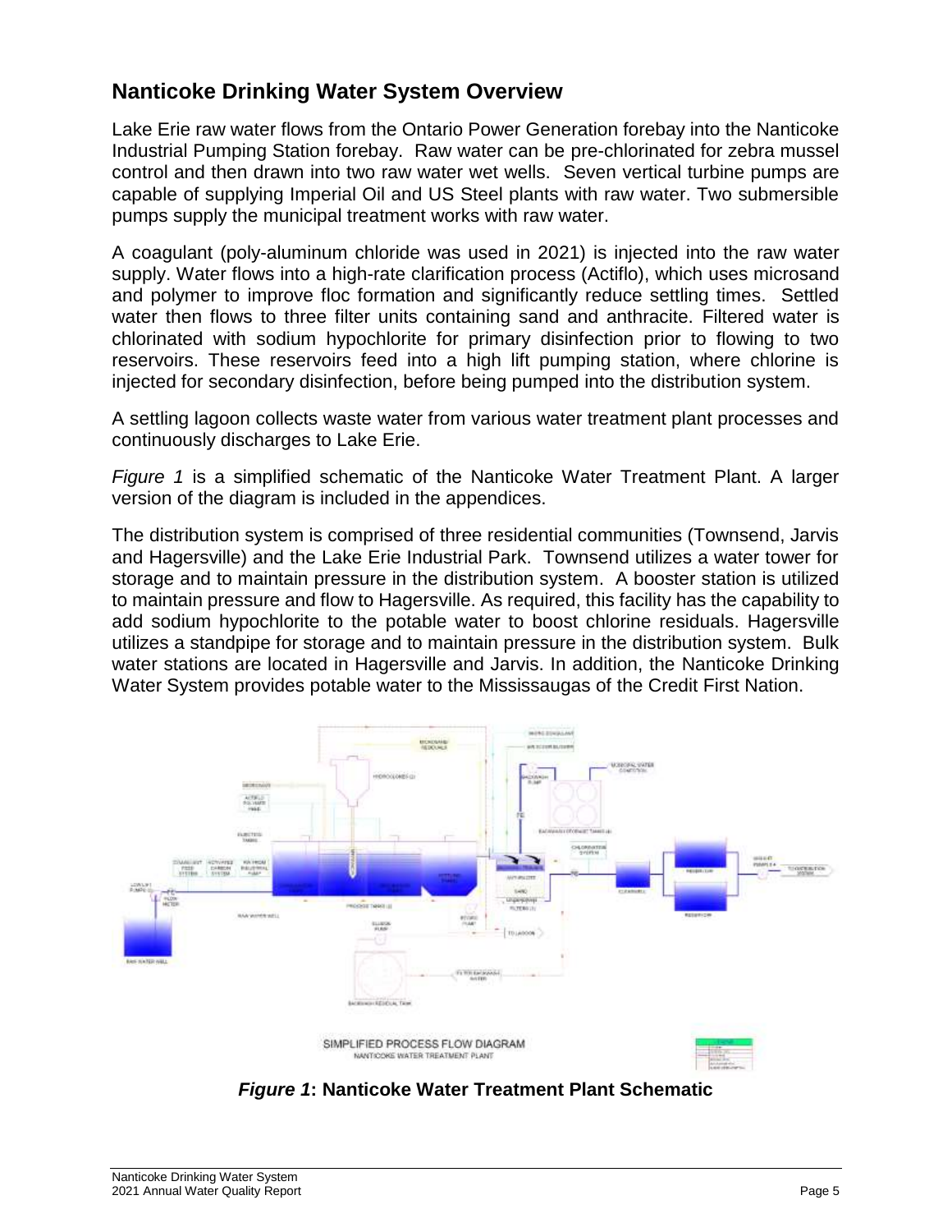## Nanticoke Drinking Water System Overview

Lake Erie raw water flows from the Ontario Power Generation forebay into the Nanticoke Industrial Pumping Station forebay. Raw water can be pre-chlorinated for zebra mussel control and then drawn into two raw water wet wells. Seven vertical turbine pumps are capable of supplying Imperial Oil and US Steel plants with raw water. Two submersible pumps supply the municipal treatment works with raw water.

A coagulant (poly-aluminum chloride was used in 2021) is injected into the raw water supply. Water flows into a high-rate clarification process (Actiflo), which uses microsand and polymer to improve floc formation and significantly reduce settling times. Settled water then flows to three filter units containing sand and anthracite. Filtered water is chlorinated with sodium hypochlorite for primary disinfection prior to flowing to two reservoirs. These reservoirs feed into a high lift pumping station, where chlorine is injected for secondary disinfection, before being pumped into the distribution system.

A settling lagoon collects waste water from various water treatment plant processes and continuously discharges to Lake Erie.

*Figure 1* is a simplified schematic of the Nanticoke Water Treatment Plant. A larger version of the diagram is included in the appendices.

The distribution system is comprised of three residential communities (Townsend, Jarvis and Hagersville) and the Lake Erie Industrial Park. Townsend utilizes a water tower for storage and to maintain pressure in the distribution system. A booster station is utilized to maintain pressure and flow to Hagersville. As required, this facility has the capability to add sodium hypochlorite to the potable water to boost chlorine residuals. Hagersville utilizes a standpipe for storage and to maintain pressure in the distribution system. Bulk water stations are located in Hagersville and Jarvis. In addition, the Nanticoke Drinking Water System provides potable water to the Mississaugas of the Credit First Nation.

SIMPLIFIED PROCESS FLOW DIAGRAM
NANTICOKE WATER TREATMENT PLANT

***Figure 1*: Nanticoke Water Treatment Plant Schematic**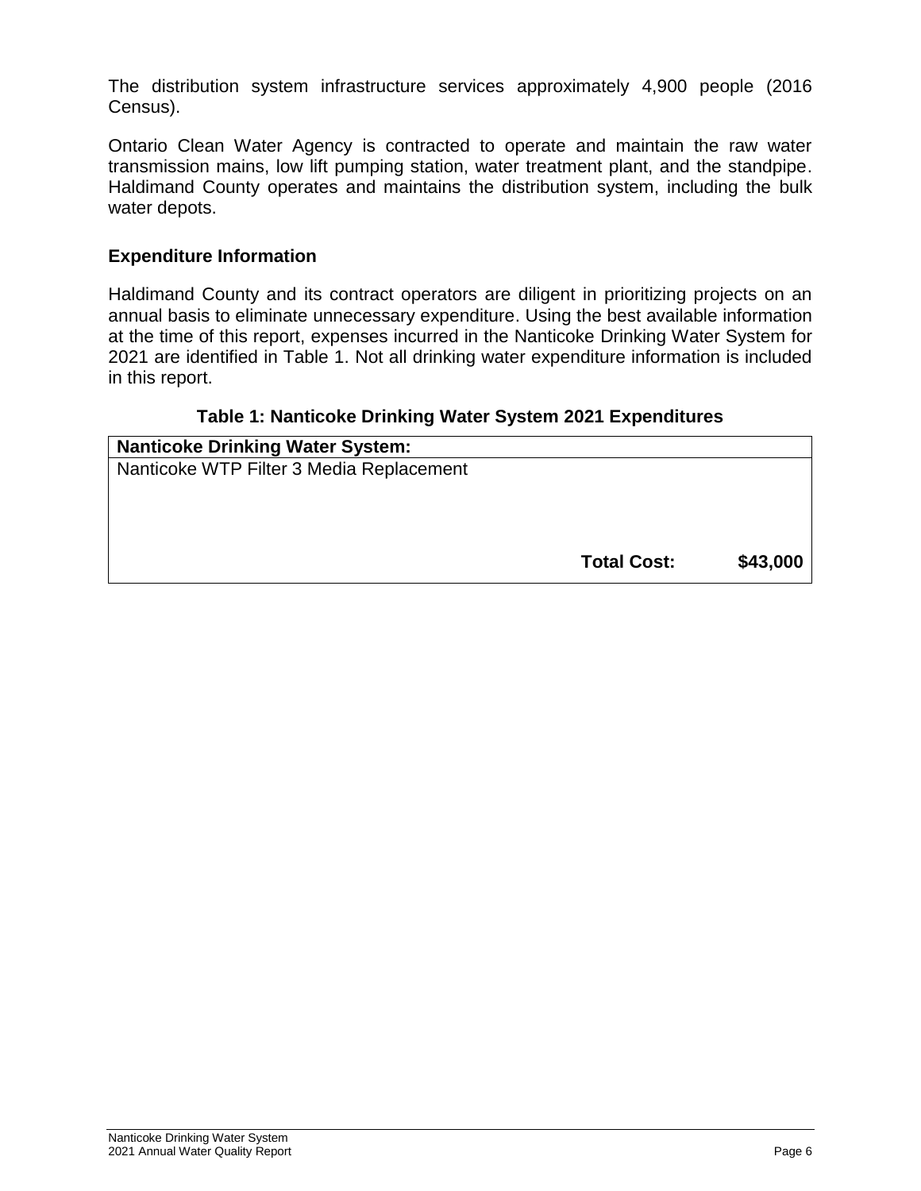The distribution system infrastructure services approximately 4,900 people (2016 Census).

Ontario Clean Water Agency is contracted to operate and maintain the raw water transmission mains, low lift pumping station, water treatment plant, and the standpipe. Haldimand County operates and maintains the distribution system, including the bulk water depots.

## Expenditure Information

Haldimand County and its contract operators are diligent in prioritizing projects on an annual basis to eliminate unnecessary expenditure. Using the best available information at the time of this report, expenses incurred in the Nanticoke Drinking Water System for 2021 are identified in Table 1. Not all drinking water expenditure information is included in this report.

**Table 1: Nanticoke Drinking Water System 2021 Expenditures**

| **Nanticoke Drinking Water System:** | | |
|---|---|---|
| Nanticoke WTP Filter 3 Media Replacement | | |
| | **Total Cost:** | **$43,000** |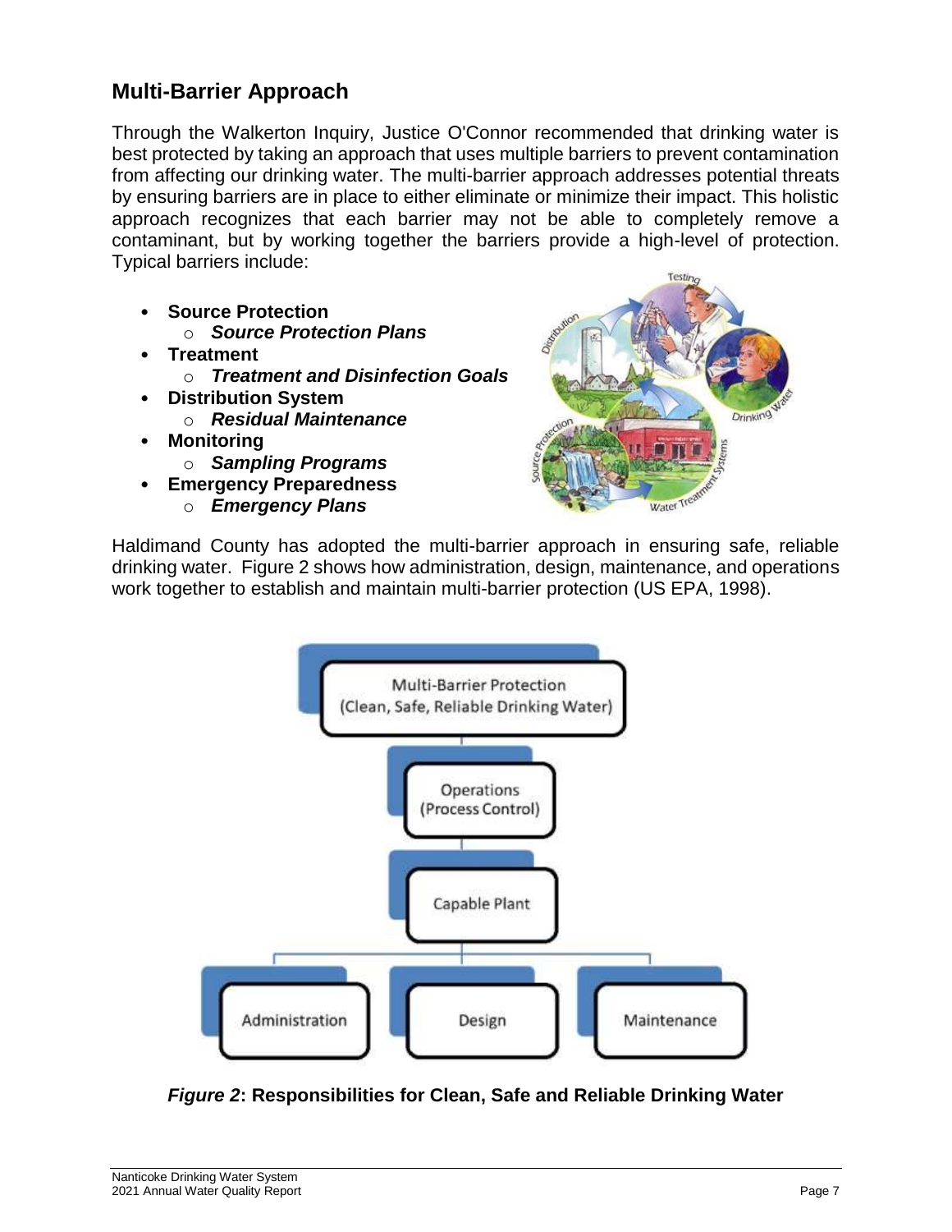## Multi-Barrier Approach

Through the Walkerton Inquiry, Justice O'Connor recommended that drinking water is best protected by taking an approach that uses multiple barriers to prevent contamination from affecting our drinking water. The multi-barrier approach addresses potential threats by ensuring barriers are in place to either eliminate or minimize their impact. This holistic approach recognizes that each barrier may not be able to completely remove a contaminant, but by working together the barriers provide a high-level of protection. Typical barriers include:

- **Source Protection**
  - ***Source Protection Plans***
- **Treatment**
  - ***Treatment and Disinfection Goals***
- **Distribution System**
  - ***Residual Maintenance***
- **Monitoring**
  - ***Sampling Programs***
- **Emergency Preparedness**
  - ***Emergency Plans***

Haldimand County has adopted the multi-barrier approach in ensuring safe, reliable drinking water. Figure 2 shows how administration, design, maintenance, and operations work together to establish and maintain multi-barrier protection (US EPA, 1998).

***Figure 2*: Responsibilities for Clean, Safe and Reliable Drinking Water**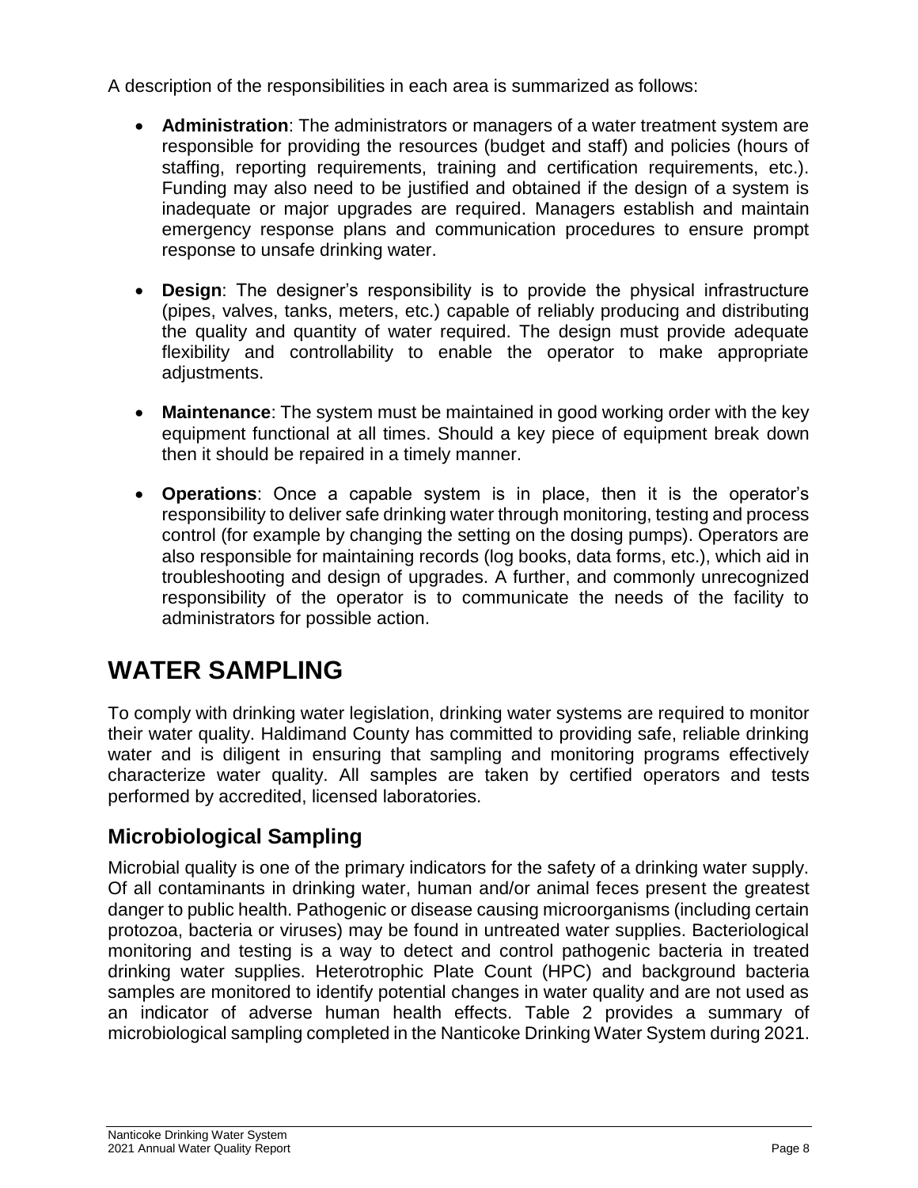A description of the responsibilities in each area is summarized as follows:

- **Administration**: The administrators or managers of a water treatment system are responsible for providing the resources (budget and staff) and policies (hours of staffing, reporting requirements, training and certification requirements, etc.). Funding may also need to be justified and obtained if the design of a system is inadequate or major upgrades are required. Managers establish and maintain emergency response plans and communication procedures to ensure prompt response to unsafe drinking water.

- **Design**: The designer's responsibility is to provide the physical infrastructure (pipes, valves, tanks, meters, etc.) capable of reliably producing and distributing the quality and quantity of water required. The design must provide adequate flexibility and controllability to enable the operator to make appropriate adjustments.

- **Maintenance**: The system must be maintained in good working order with the key equipment functional at all times. Should a key piece of equipment break down then it should be repaired in a timely manner.

- **Operations**: Once a capable system is in place, then it is the operator's responsibility to deliver safe drinking water through monitoring, testing and process control (for example by changing the setting on the dosing pumps). Operators are also responsible for maintaining records (log books, data forms, etc.), which aid in troubleshooting and design of upgrades. A further, and commonly unrecognized responsibility of the operator is to communicate the needs of the facility to administrators for possible action.

# WATER SAMPLING

To comply with drinking water legislation, drinking water systems are required to monitor their water quality. Haldimand County has committed to providing safe, reliable drinking water and is diligent in ensuring that sampling and monitoring programs effectively characterize water quality. All samples are taken by certified operators and tests performed by accredited, licensed laboratories.

## Microbiological Sampling

Microbial quality is one of the primary indicators for the safety of a drinking water supply. Of all contaminants in drinking water, human and/or animal feces present the greatest danger to public health. Pathogenic or disease causing microorganisms (including certain protozoa, bacteria or viruses) may be found in untreated water supplies. Bacteriological monitoring and testing is a way to detect and control pathogenic bacteria in treated drinking water supplies. Heterotrophic Plate Count (HPC) and background bacteria samples are monitored to identify potential changes in water quality and are not used as an indicator of adverse human health effects. Table 2 provides a summary of microbiological sampling completed in the Nanticoke Drinking Water System during 2021.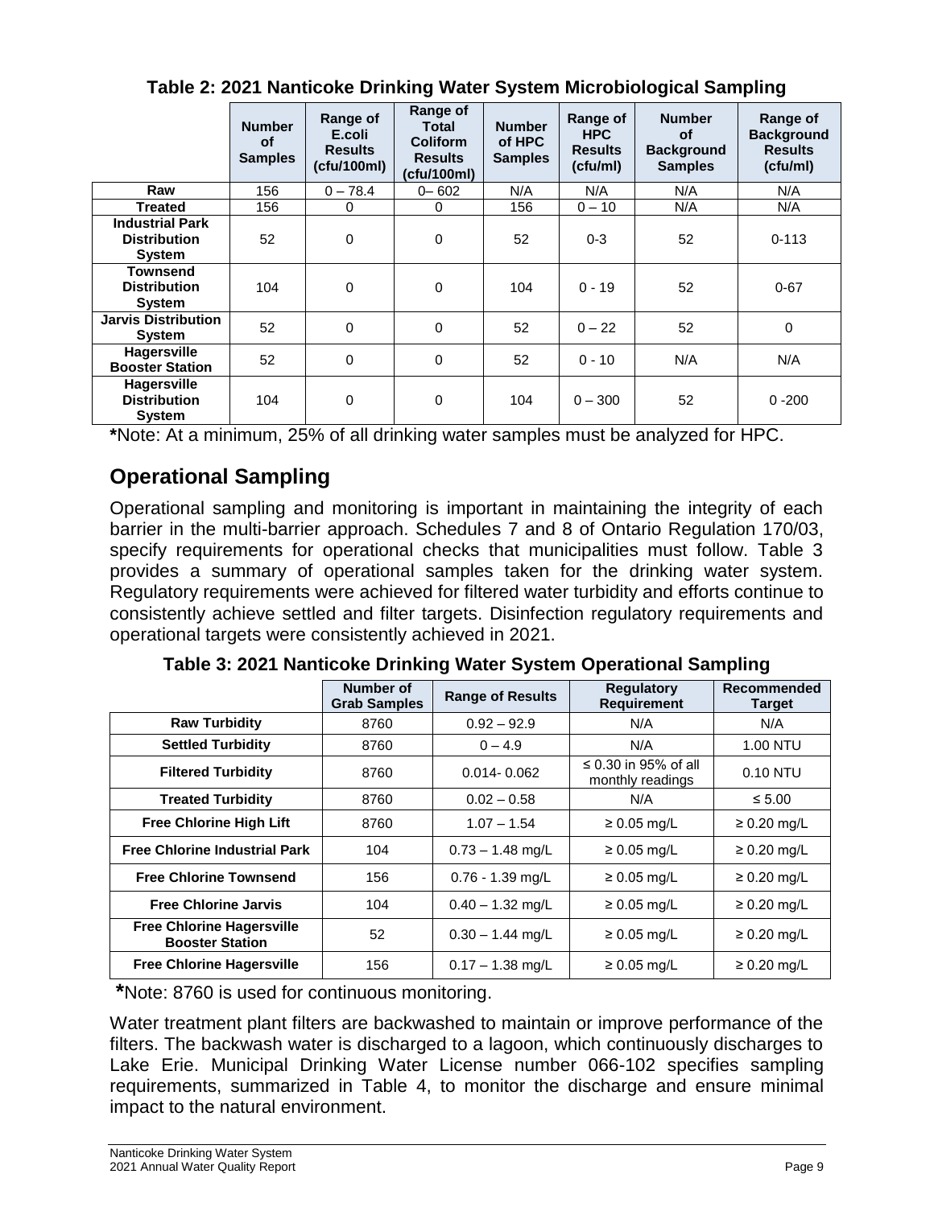**Table 2: 2021 Nanticoke Drinking Water System Microbiological Sampling**

| | Number of Samples | Range of E.coli Results (cfu/100ml) | Range of Total Coliform Results (cfu/100ml) | Number of HPC Samples | Range of HPC Results (cfu/ml) | Number of Background Samples | Range of Background Results (cfu/ml) |
|---|---|---|---|---|---|---|---|
| **Raw** | 156 | 0 – 78.4 | 0– 602 | N/A | N/A | N/A | N/A |
| **Treated** | 156 | 0 | 0 | 156 | 0 – 10 | N/A | N/A |
| **Industrial Park Distribution System** | 52 | 0 | 0 | 52 | 0-3 | 52 | 0-113 |
| **Townsend Distribution System** | 104 | 0 | 0 | 104 | 0 - 19 | 52 | 0-67 |
| **Jarvis Distribution System** | 52 | 0 | 0 | 52 | 0 – 22 | 52 | 0 |
| **Hagersville Booster Station** | 52 | 0 | 0 | 52 | 0 - 10 | N/A | N/A |
| **Hagersville Distribution System** | 104 | 0 | 0 | 104 | 0 – 300 | 52 | 0 -200 |

**\***Note: At a minimum, 25% of all drinking water samples must be analyzed for HPC.

## Operational Sampling

Operational sampling and monitoring is important in maintaining the integrity of each barrier in the multi-barrier approach. Schedules 7 and 8 of Ontario Regulation 170/03, specify requirements for operational checks that municipalities must follow. Table 3 provides a summary of operational samples taken for the drinking water system. Regulatory requirements were achieved for filtered water turbidity and efforts continue to consistently achieve settled and filter targets. Disinfection regulatory requirements and operational targets were consistently achieved in 2021.

**Table 3: 2021 Nanticoke Drinking Water System Operational Sampling**

| | Number of Grab Samples | Range of Results | Regulatory Requirement | Recommended Target |
|---|---|---|---|---|
| **Raw Turbidity** | 8760 | 0.92 – 92.9 | N/A | N/A |
| **Settled Turbidity** | 8760 | 0 – 4.9 | N/A | 1.00 NTU |
| **Filtered Turbidity** | 8760 | 0.014- 0.062 | ≤ 0.30 in 95% of all monthly readings | 0.10 NTU |
| **Treated Turbidity** | 8760 | 0.02 – 0.58 | N/A | ≤ 5.00 |
| **Free Chlorine High Lift** | 8760 | 1.07 – 1.54 | ≥ 0.05 mg/L | ≥ 0.20 mg/L |
| **Free Chlorine Industrial Park** | 104 | 0.73 – 1.48 mg/L | ≥ 0.05 mg/L | ≥ 0.20 mg/L |
| **Free Chlorine Townsend** | 156 | 0.76 - 1.39 mg/L | ≥ 0.05 mg/L | ≥ 0.20 mg/L |
| **Free Chlorine Jarvis** | 104 | 0.40 – 1.32 mg/L | ≥ 0.05 mg/L | ≥ 0.20 mg/L |
| **Free Chlorine Hagersville Booster Station** | 52 | 0.30 – 1.44 mg/L | ≥ 0.05 mg/L | ≥ 0.20 mg/L |
| **Free Chlorine Hagersville** | 156 | 0.17 – 1.38 mg/L | ≥ 0.05 mg/L | ≥ 0.20 mg/L |

**\***Note: 8760 is used for continuous monitoring.

Water treatment plant filters are backwashed to maintain or improve performance of the filters. The backwash water is discharged to a lagoon, which continuously discharges to Lake Erie. Municipal Drinking Water License number 066-102 specifies sampling requirements, summarized in Table 4, to monitor the discharge and ensure minimal impact to the natural environment.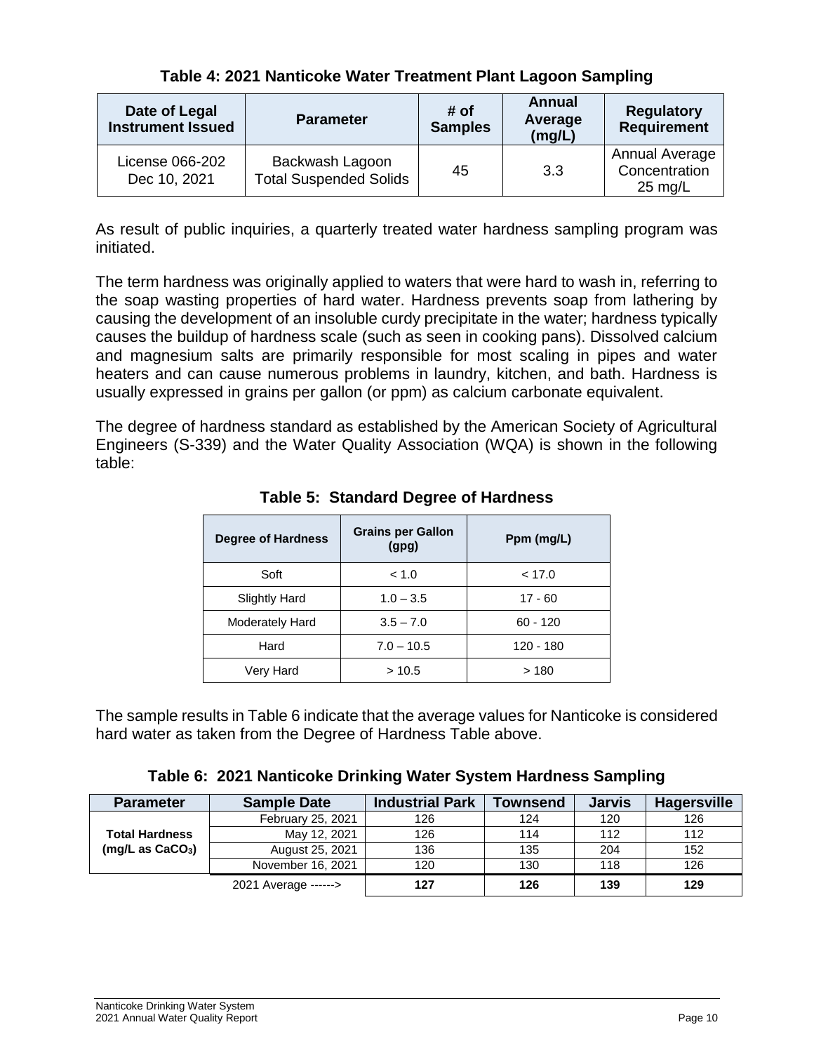**Table 4: 2021 Nanticoke Water Treatment Plant Lagoon Sampling**

| Date of Legal Instrument Issued | Parameter | # of Samples | Annual Average (mg/L) | Regulatory Requirement |
|---|---|---|---|---|
| License 066-202 Dec 10, 2021 | Backwash Lagoon Total Suspended Solids | 45 | 3.3 | Annual Average Concentration 25 mg/L |

As result of public inquiries, a quarterly treated water hardness sampling program was initiated.

The term hardness was originally applied to waters that were hard to wash in, referring to the soap wasting properties of hard water. Hardness prevents soap from lathering by causing the development of an insoluble curdy precipitate in the water; hardness typically causes the buildup of hardness scale (such as seen in cooking pans). Dissolved calcium and magnesium salts are primarily responsible for most scaling in pipes and water heaters and can cause numerous problems in laundry, kitchen, and bath. Hardness is usually expressed in grains per gallon (or ppm) as calcium carbonate equivalent.

The degree of hardness standard as established by the American Society of Agricultural Engineers (S-339) and the Water Quality Association (WQA) is shown in the following table:

**Table 5: Standard Degree of Hardness**

| Degree of Hardness | Grains per Gallon (gpg) | Ppm (mg/L) |
|---|---|---|
| Soft | < 1.0 | < 17.0 |
| Slightly Hard | 1.0 – 3.5 | 17 - 60 |
| Moderately Hard | 3.5 – 7.0 | 60 - 120 |
| Hard | 7.0 – 10.5 | 120 - 180 |
| Very Hard | > 10.5 | > 180 |

The sample results in Table 6 indicate that the average values for Nanticoke is considered hard water as taken from the Degree of Hardness Table above.

**Table 6: 2021 Nanticoke Drinking Water System Hardness Sampling**

| Parameter | Sample Date | Industrial Park | Townsend | Jarvis | Hagersville |
|---|---|---|---|---|---|
| Total Hardness (mg/L as $CaCO_3$) | February 25, 2021 | 126 | 124 | 120 | 126 |
| | May 12, 2021 | 126 | 114 | 112 | 112 |
| | August 25, 2021 | 136 | 135 | 204 | 152 |
| | November 16, 2021 | 120 | 130 | 118 | 126 |
| | 2021 Average ------> | **127** | **126** | **139** | **129** |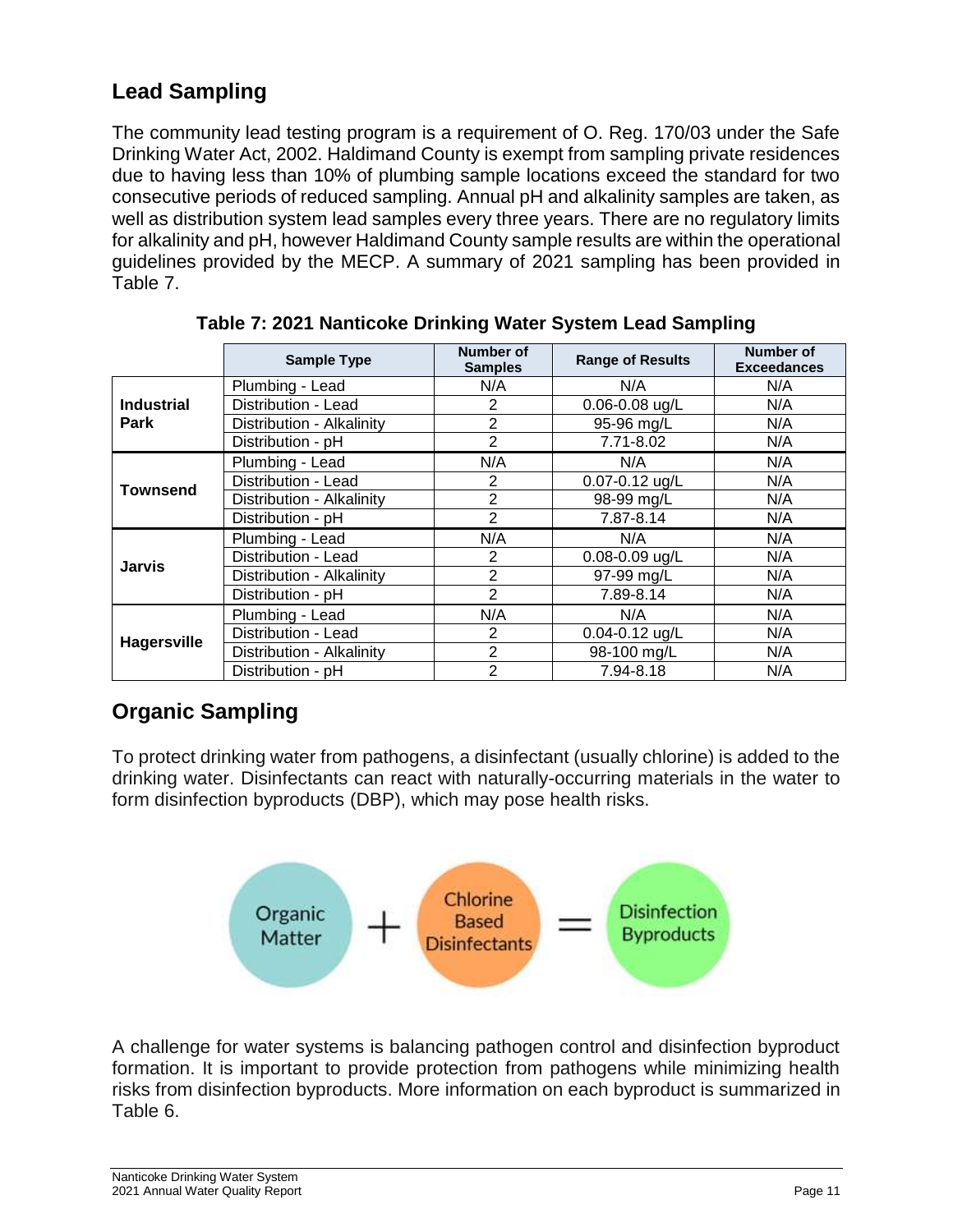## Lead Sampling

The community lead testing program is a requirement of O. Reg. 170/03 under the Safe Drinking Water Act, 2002. Haldimand County is exempt from sampling private residences due to having less than 10% of plumbing sample locations exceed the standard for two consecutive periods of reduced sampling. Annual pH and alkalinity samples are taken, as well as distribution system lead samples every three years. There are no regulatory limits for alkalinity and pH, however Haldimand County sample results are within the operational guidelines provided by the MECP. A summary of 2021 sampling has been provided in Table 7.

**Table 7: 2021 Nanticoke Drinking Water System Lead Sampling**

| | Sample Type | Number of Samples | Range of Results | Number of Exceedances |
|---|---|---|---|---|
| **Industrial Park** | Plumbing - Lead | N/A | N/A | N/A |
| | Distribution - Lead | 2 | 0.06-0.08 ug/L | N/A |
| | Distribution - Alkalinity | 2 | 95-96 mg/L | N/A |
| | Distribution - pH | 2 | 7.71-8.02 | N/A |
| **Townsend** | Plumbing - Lead | N/A | N/A | N/A |
| | Distribution - Lead | 2 | 0.07-0.12 ug/L | N/A |
| | Distribution - Alkalinity | 2 | 98-99 mg/L | N/A |
| | Distribution - pH | 2 | 7.87-8.14 | N/A |
| **Jarvis** | Plumbing - Lead | N/A | N/A | N/A |
| | Distribution - Lead | 2 | 0.08-0.09 ug/L | N/A |
| | Distribution - Alkalinity | 2 | 97-99 mg/L | N/A |
| | Distribution - pH | 2 | 7.89-8.14 | N/A |
| **Hagersville** | Plumbing - Lead | N/A | N/A | N/A |
| | Distribution - Lead | 2 | 0.04-0.12 ug/L | N/A |
| | Distribution - Alkalinity | 2 | 98-100 mg/L | N/A |
| | Distribution - pH | 2 | 7.94-8.18 | N/A |

## Organic Sampling

To protect drinking water from pathogens, a disinfectant (usually chlorine) is added to the drinking water. Disinfectants can react with naturally-occurring materials in the water to form disinfection byproducts (DBP), which may pose health risks.

Organic Matter + Chlorine Based Disinfectants = Disinfection Byproducts

A challenge for water systems is balancing pathogen control and disinfection byproduct formation. It is important to provide protection from pathogens while minimizing health risks from disinfection byproducts. More information on each byproduct is summarized in Table 6.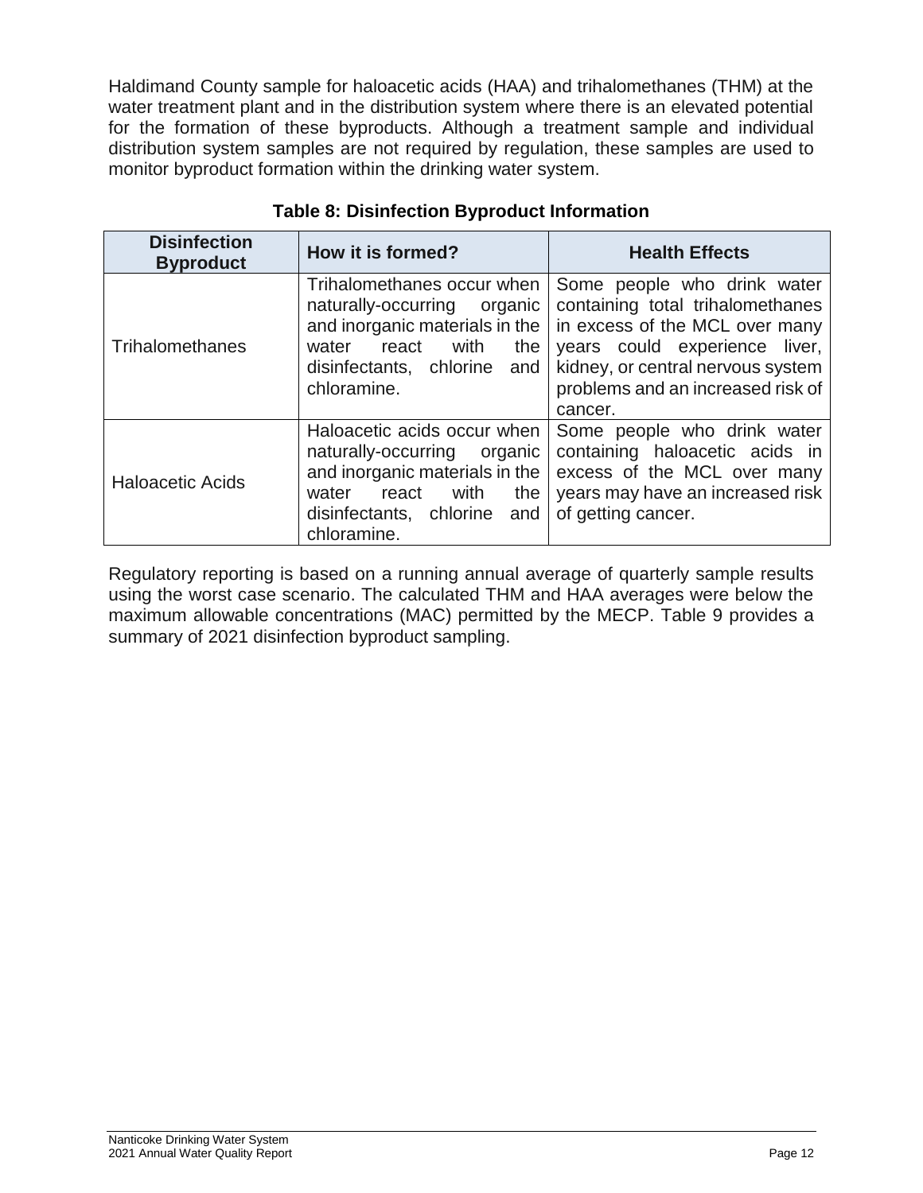Haldimand County sample for haloacetic acids (HAA) and trihalomethanes (THM) at the water treatment plant and in the distribution system where there is an elevated potential for the formation of these byproducts. Although a treatment sample and individual distribution system samples are not required by regulation, these samples are used to monitor byproduct formation within the drinking water system.

**Table 8: Disinfection Byproduct Information**

| Disinfection Byproduct | How it is formed? | Health Effects |
|---|---|---|
| Trihalomethanes | Trihalomethanes occur when naturally-occurring organic and inorganic materials in the water react with the disinfectants, chlorine and chloramine. | Some people who drink water containing total trihalomethanes in excess of the MCL over many years could experience liver, kidney, or central nervous system problems and an increased risk of cancer. |
| Haloacetic Acids | Haloacetic acids occur when naturally-occurring organic and inorganic materials in the water react with the disinfectants, chlorine and chloramine. | Some people who drink water containing haloacetic acids in excess of the MCL over many years may have an increased risk of getting cancer. |

Regulatory reporting is based on a running annual average of quarterly sample results using the worst case scenario. The calculated THM and HAA averages were below the maximum allowable concentrations (MAC) permitted by the MECP. Table 9 provides a summary of 2021 disinfection byproduct sampling.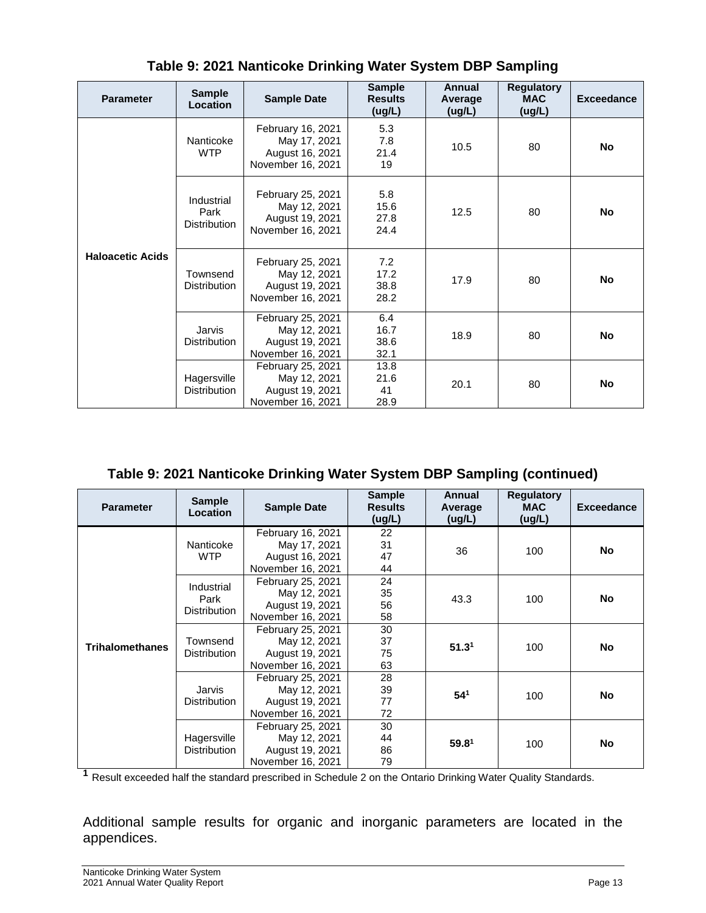### Table 9: 2021 Nanticoke Drinking Water System DBP Sampling

| Parameter | Sample Location | Sample Date | Sample Results (ug/L) | Annual Average (ug/L) | Regulatory MAC (ug/L) | Exceedance |
|---|---|---|---|---|---|---|
| Haloacetic Acids | Nanticoke WTP | February 16, 2021<br>May 17, 2021<br>August 16, 2021<br>November 16, 2021 | 5.3<br>7.8<br>21.4<br>19 | 10.5 | 80 | **No** |
| | Industrial Park Distribution | February 25, 2021<br>May 12, 2021<br>August 19, 2021<br>November 16, 2021 | 5.8<br>15.6<br>27.8<br>24.4 | 12.5 | 80 | **No** |
| | Townsend Distribution | February 25, 2021<br>May 12, 2021<br>August 19, 2021<br>November 16, 2021 | 7.2<br>17.2<br>38.8<br>28.2 | 17.9 | 80 | **No** |
| | Jarvis Distribution | February 25, 2021<br>May 12, 2021<br>August 19, 2021<br>November 16, 2021 | 6.4<br>16.7<br>38.6<br>32.1 | 18.9 | 80 | **No** |
| | Hagersville Distribution | February 25, 2021<br>May 12, 2021<br>August 19, 2021<br>November 16, 2021 | 13.8<br>21.6<br>41<br>28.9 | 20.1 | 80 | **No** |

### Table 9: 2021 Nanticoke Drinking Water System DBP Sampling (continued)

| Parameter | Sample Location | Sample Date | Sample Results (ug/L) | Annual Average (ug/L) | Regulatory MAC (ug/L) | Exceedance |
|---|---|---|---|---|---|---|
| Trihalomethanes | Nanticoke WTP | February 16, 2021<br>May 17, 2021<br>August 16, 2021<br>November 16, 2021 | 22<br>31<br>47<br>44 | 36 | 100 | **No** |
| | Industrial Park Distribution | February 25, 2021<br>May 12, 2021<br>August 19, 2021<br>November 16, 2021 | 24<br>35<br>56<br>58 | 43.3 | 100 | **No** |
| | Townsend Distribution | February 25, 2021<br>May 12, 2021<br>August 19, 2021<br>November 16, 2021 | 30<br>37<br>75<br>63 | **51.3**[1] | 100 | **No** |
| | Jarvis Distribution | February 25, 2021<br>May 12, 2021<br>August 19, 2021<br>November 16, 2021 | 28<br>39<br>77<br>72 | **54**[1] | 100 | **No** |
| | Hagersville Distribution | February 25, 2021<br>May 12, 2021<br>August 19, 2021<br>November 16, 2021 | 30<br>44<br>86<br>79 | **59.8**[1] | 100 | **No** |

[1] Result exceeded half the standard prescribed in Schedule 2 on the Ontario Drinking Water Quality Standards.

Additional sample results for organic and inorganic parameters are located in the appendices.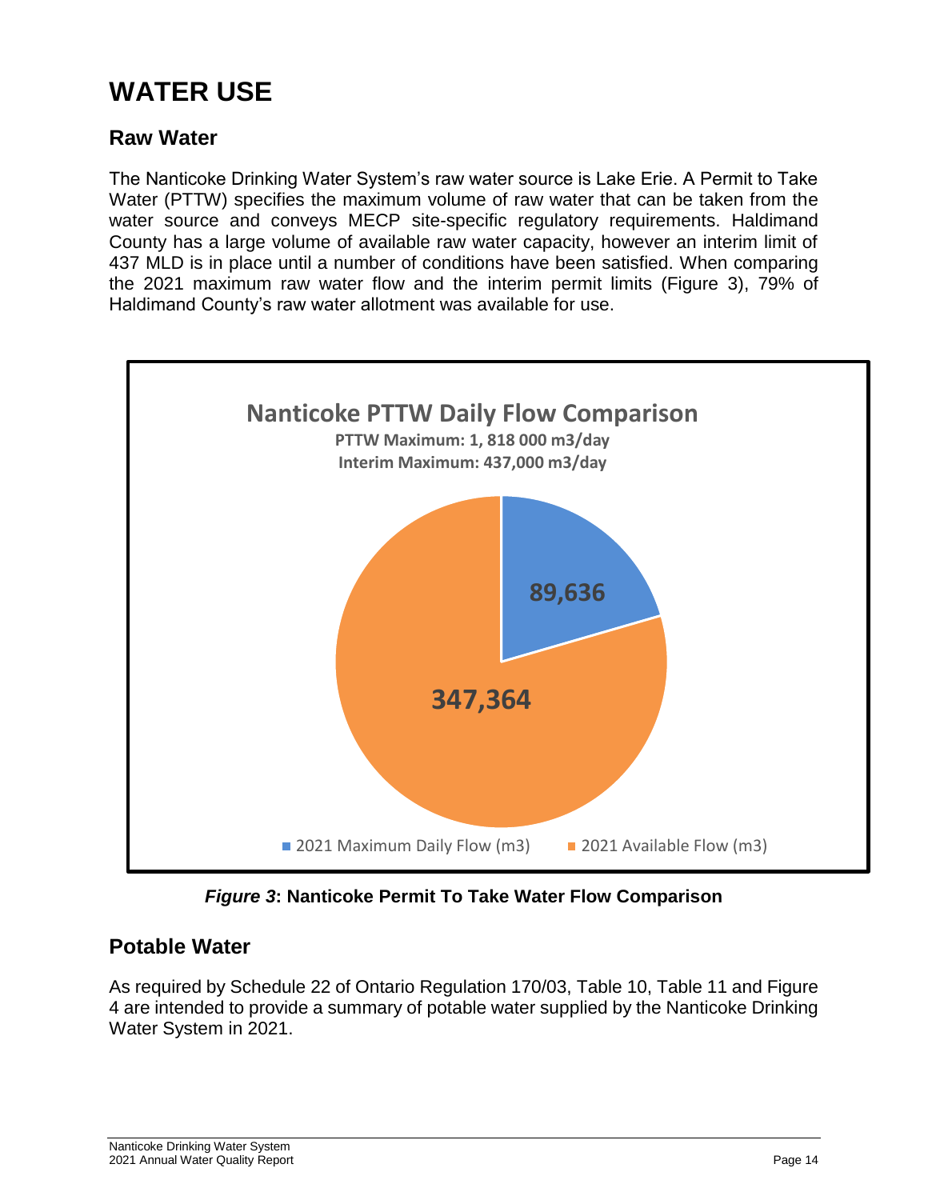# WATER USE

## Raw Water

The Nanticoke Drinking Water System's raw water source is Lake Erie. A Permit to Take Water (PTTW) specifies the maximum volume of raw water that can be taken from the water source and conveys MECP site-specific regulatory requirements. Haldimand County has a large volume of available raw water capacity, however an interim limit of 437 MLD is in place until a number of conditions have been satisfied. When comparing the 2021 maximum raw water flow and the interim permit limits (Figure 3), 79% of Haldimand County's raw water allotment was available for use.

**Nanticoke PTTW Daily Flow Comparison**

**PTTW Maximum: 1, 818 000 m3/day**

**Interim Maximum: 437,000 m3/day**

| | |
|---|---|
| 2021 Maximum Daily Flow (m3) | 89,636 |
| 2021 Available Flow (m3) | 347,364 |

***Figure 3*: Nanticoke Permit To Take Water Flow Comparison**

## Potable Water

As required by Schedule 22 of Ontario Regulation 170/03, Table 10, Table 11 and Figure 4 are intended to provide a summary of potable water supplied by the Nanticoke Drinking Water System in 2021.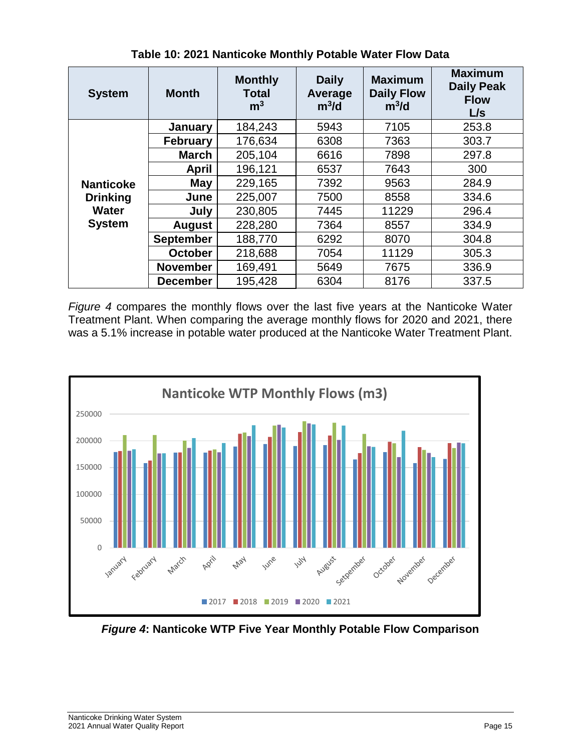**Table 10: 2021 Nanticoke Monthly Potable Water Flow Data**

| System | Month | Monthly Total $m^3$ | Daily Average $m^3/d$ | Maximum Daily Flow $m^3/d$ | Maximum Daily Peak Flow L/s |
|---|---|---|---|---|---|
| Nanticoke Drinking Water System | January | 184,243 | 5943 | 7105 | 253.8 |
| | February | 176,634 | 6308 | 7363 | 303.7 |
| | March | 205,104 | 6616 | 7898 | 297.8 |
| | April | 196,121 | 6537 | 7643 | 300 |
| | May | 229,165 | 7392 | 9563 | 284.9 |
| | June | 225,007 | 7500 | 8558 | 334.6 |
| | July | 230,805 | 7445 | 11229 | 296.4 |
| | August | 228,280 | 7364 | 8557 | 334.9 |
| | September | 188,770 | 6292 | 8070 | 304.8 |
| | October | 218,688 | 7054 | 11129 | 305.3 |
| | November | 169,491 | 5649 | 7675 | 336.9 |
| | December | 195,428 | 6304 | 8176 | 337.5 |

*Figure 4* compares the monthly flows over the last five years at the Nanticoke Water Treatment Plant. When comparing the average monthly flows for 2020 and 2021, there was a 5.1% increase in potable water produced at the Nanticoke Water Treatment Plant.

***Figure 4*: Nanticoke WTP Five Year Monthly Potable Flow Comparison**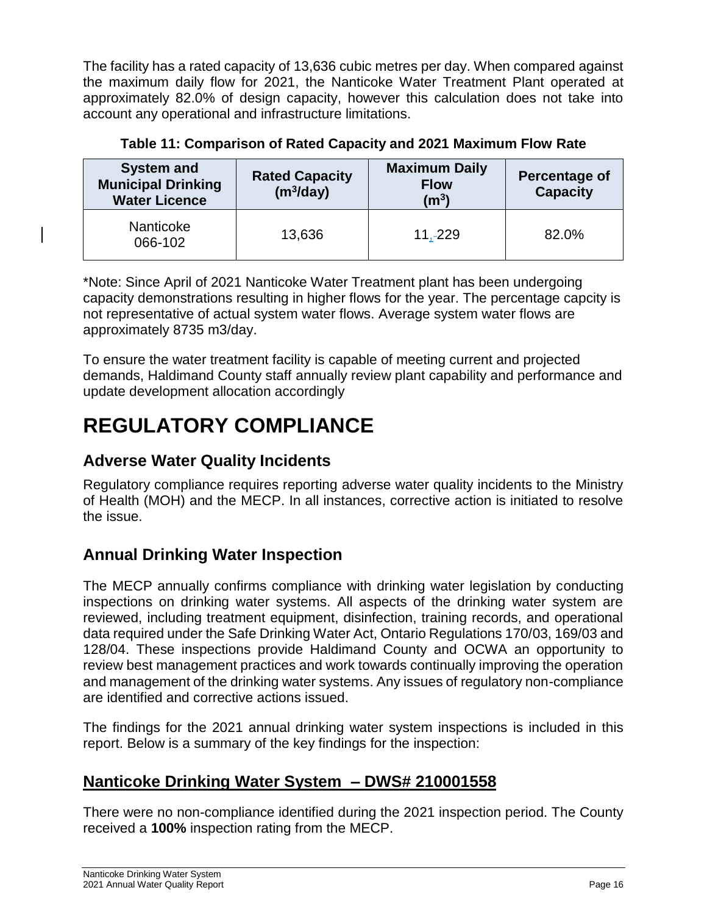The facility has a rated capacity of 13,636 cubic metres per day. When compared against the maximum daily flow for 2021, the Nanticoke Water Treatment Plant operated at approximately 82.0% of design capacity, however this calculation does not take into account any operational and infrastructure limitations.

**Table 11: Comparison of Rated Capacity and 2021 Maximum Flow Rate**

| System and Municipal Drinking Water Licence | Rated Capacity ($m^3$/day) | Maximum Daily Flow ($m^3$) | Percentage of Capacity |
|---|---|---|---|
| Nanticoke 066-102 | 13,636 | 11,229 | 82.0% |

*Note: Since April of 2021 Nanticoke Water Treatment plant has been undergoing capacity demonstrations resulting in higher flows for the year. The percentage capcity is not representative of actual system water flows. Average system water flows are approximately 8735 m3/day.

To ensure the water treatment facility is capable of meeting current and projected demands, Haldimand County staff annually review plant capability and performance and update development allocation accordingly

# REGULATORY COMPLIANCE

## Adverse Water Quality Incidents

Regulatory compliance requires reporting adverse water quality incidents to the Ministry of Health (MOH) and the MECP. In all instances, corrective action is initiated to resolve the issue.

## Annual Drinking Water Inspection

The MECP annually confirms compliance with drinking water legislation by conducting inspections on drinking water systems. All aspects of the drinking water system are reviewed, including treatment equipment, disinfection, training records, and operational data required under the Safe Drinking Water Act, Ontario Regulations 170/03, 169/03 and 128/04. These inspections provide Haldimand County and OCWA an opportunity to review best management practices and work towards continually improving the operation and management of the drinking water systems. Any issues of regulatory non-compliance are identified and corrective actions issued.

The findings for the 2021 annual drinking water system inspections is included in this report. Below is a summary of the key findings for the inspection:

## Nanticoke Drinking Water System – DWS# 210001558

There were no non-compliance identified during the 2021 inspection period. The County received a **100%** inspection rating from the MECP.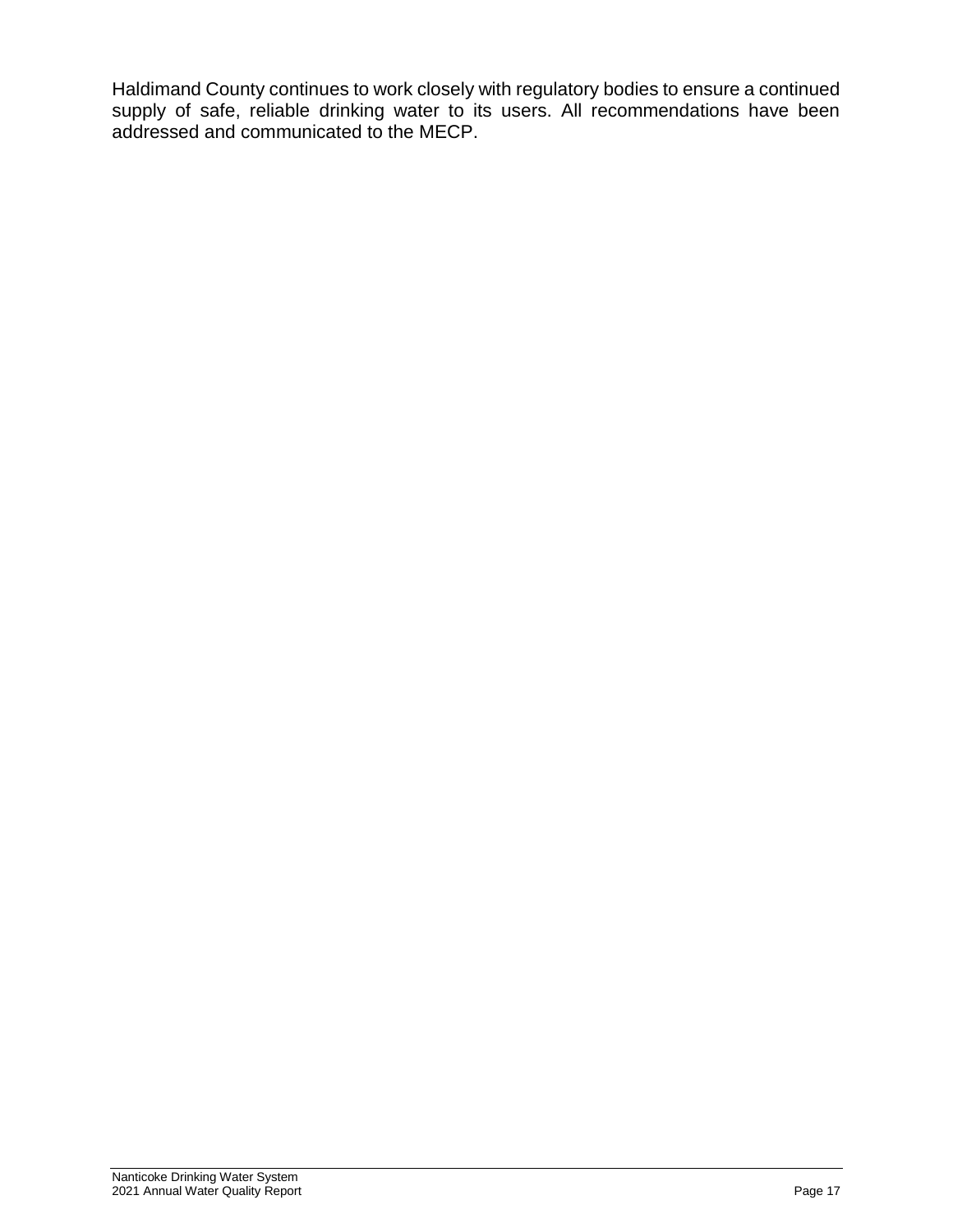Haldimand County continues to work closely with regulatory bodies to ensure a continued supply of safe, reliable drinking water to its users. All recommendations have been addressed and communicated to the MECP.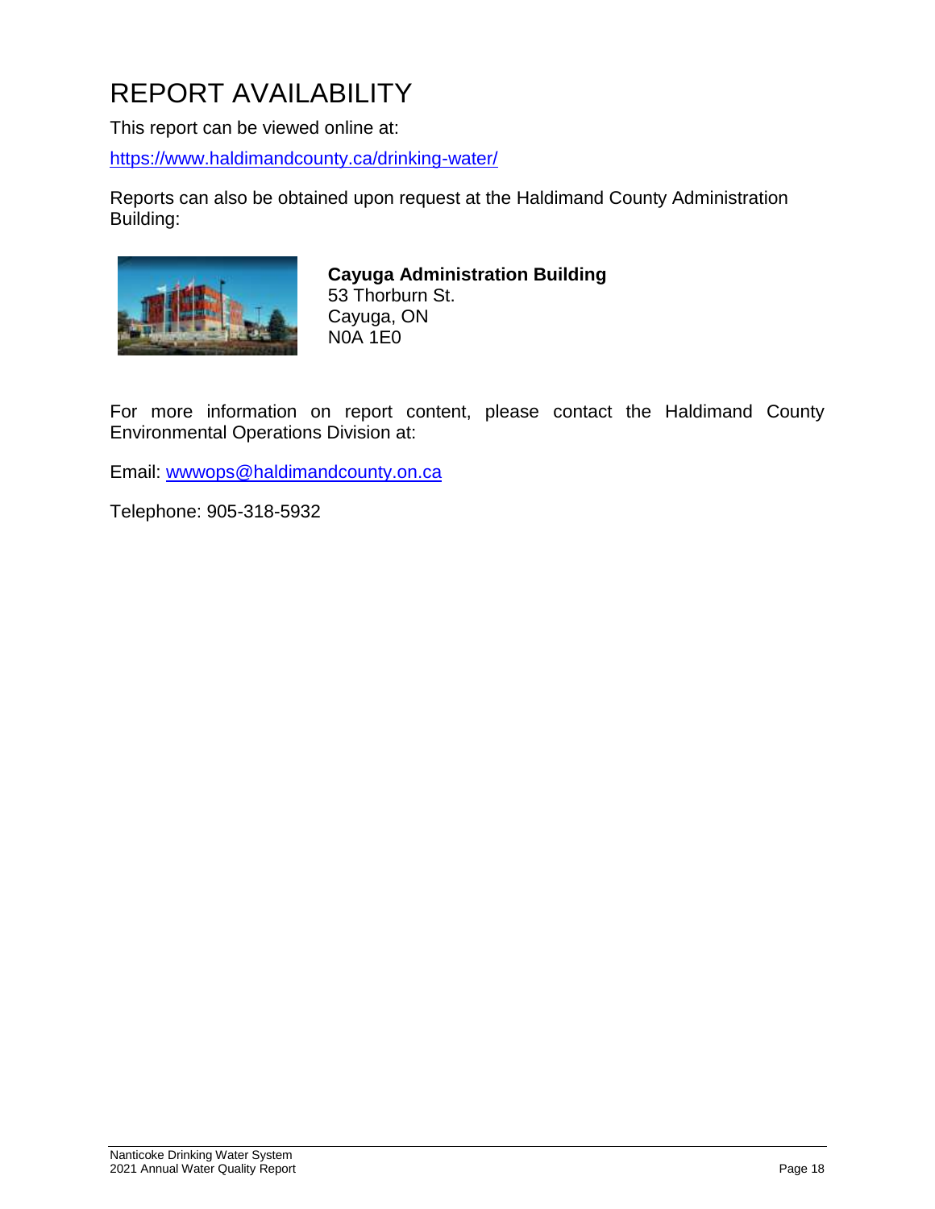# REPORT AVAILABILITY

This report can be viewed online at:

https://www.haldimandcounty.ca/drinking-water/

Reports can also be obtained upon request at the Haldimand County Administration Building:

**Cayuga Administration Building**
53 Thorburn St.
Cayuga, ON
N0A 1E0

For more information on report content, please contact the Haldimand County Environmental Operations Division at:

Email: wwwops@haldimandcounty.on.ca

Telephone: 905-318-5932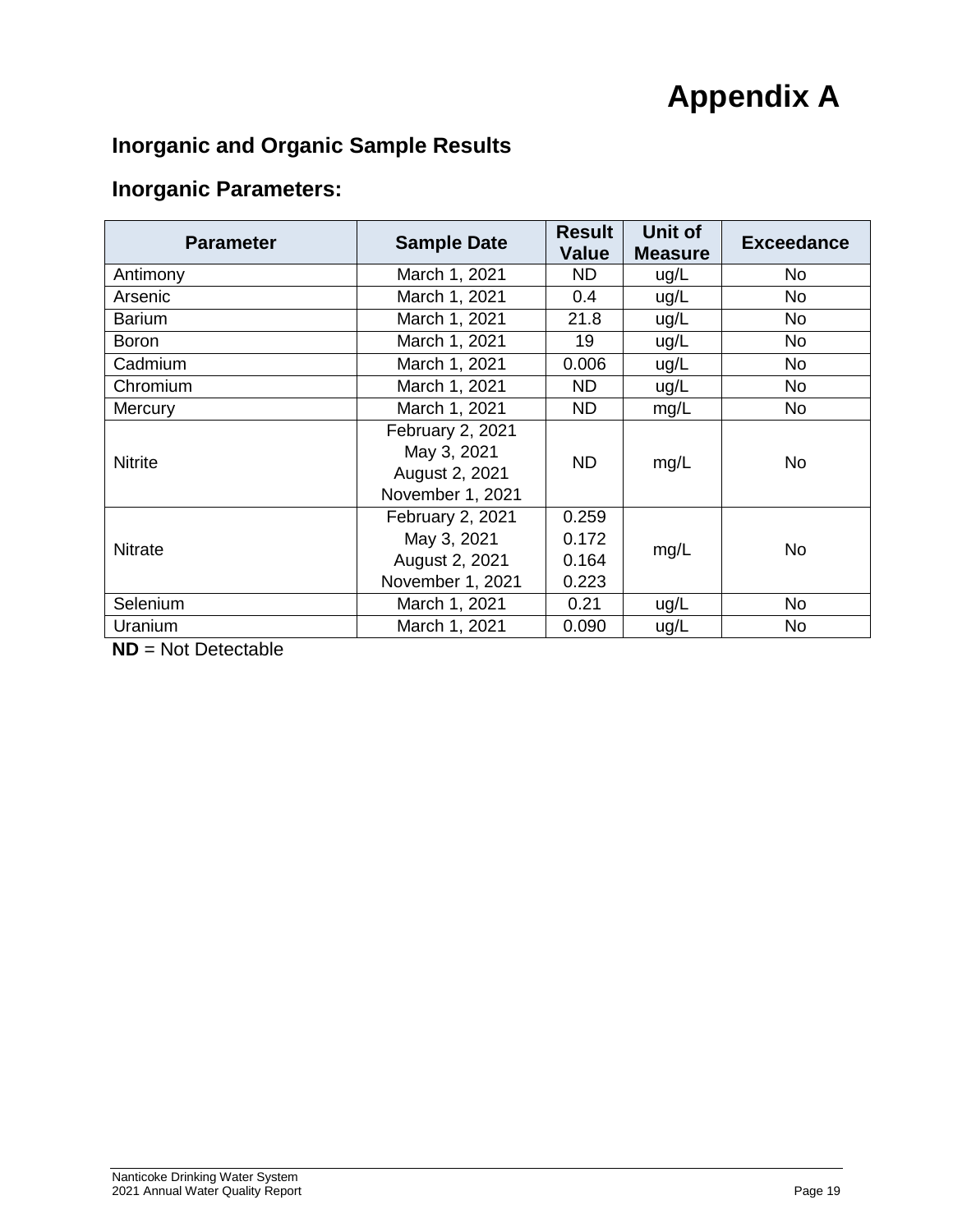# Appendix A

## Inorganic and Organic Sample Results

## Inorganic Parameters:

| Parameter | Sample Date | Result Value | Unit of Measure | Exceedance |
|---|---|---|---|---|
| Antimony | March 1, 2021 | ND | ug/L | No |
| Arsenic | March 1, 2021 | 0.4 | ug/L | No |
| Barium | March 1, 2021 | 21.8 | ug/L | No |
| Boron | March 1, 2021 | 19 | ug/L | No |
| Cadmium | March 1, 2021 | 0.006 | ug/L | No |
| Chromium | March 1, 2021 | ND | ug/L | No |
| Mercury | March 1, 2021 | ND | mg/L | No |
| Nitrite | February 2, 2021<br>May 3, 2021<br>August 2, 2021<br>November 1, 2021 | ND | mg/L | No |
| Nitrate | February 2, 2021<br>May 3, 2021<br>August 2, 2021<br>November 1, 2021 | 0.259<br>0.172<br>0.164<br>0.223 | mg/L | No |
| Selenium | March 1, 2021 | 0.21 | ug/L | No |
| Uranium | March 1, 2021 | 0.090 | ug/L | No |

**ND** = Not Detectable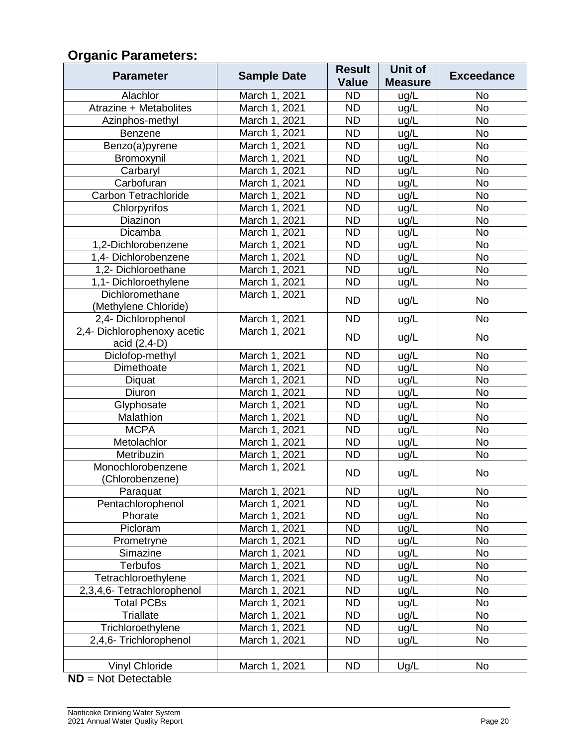## Organic Parameters:

| Parameter | Sample Date | Result Value | Unit of Measure | Exceedance |
|---|---|---|---|---|
| Alachlor | March 1, 2021 | ND | ug/L | No |
| Atrazine + Metabolites | March 1, 2021 | ND | ug/L | No |
| Azinphos-methyl | March 1, 2021 | ND | ug/L | No |
| Benzene | March 1, 2021 | ND | ug/L | No |
| Benzo(a)pyrene | March 1, 2021 | ND | ug/L | No |
| Bromoxynil | March 1, 2021 | ND | ug/L | No |
| Carbaryl | March 1, 2021 | ND | ug/L | No |
| Carbofuran | March 1, 2021 | ND | ug/L | No |
| Carbon Tetrachloride | March 1, 2021 | ND | ug/L | No |
| Chlorpyrifos | March 1, 2021 | ND | ug/L | No |
| Diazinon | March 1, 2021 | ND | ug/L | No |
| Dicamba | March 1, 2021 | ND | ug/L | No |
| 1,2-Dichlorobenzene | March 1, 2021 | ND | ug/L | No |
| 1,4- Dichlorobenzene | March 1, 2021 | ND | ug/L | No |
| 1,2- Dichloroethane | March 1, 2021 | ND | ug/L | No |
| 1,1- Dichloroethylene | March 1, 2021 | ND | ug/L | No |
| Dichloromethane (Methylene Chloride) | March 1, 2021 | ND | ug/L | No |
| 2,4- Dichlorophenol | March 1, 2021 | ND | ug/L | No |
| 2,4- Dichlorophenoxy acetic acid (2,4-D) | March 1, 2021 | ND | ug/L | No |
| Diclofop-methyl | March 1, 2021 | ND | ug/L | No |
| Dimethoate | March 1, 2021 | ND | ug/L | No |
| Diquat | March 1, 2021 | ND | ug/L | No |
| Diuron | March 1, 2021 | ND | ug/L | No |
| Glyphosate | March 1, 2021 | ND | ug/L | No |
| Malathion | March 1, 2021 | ND | ug/L | No |
| MCPA | March 1, 2021 | ND | ug/L | No |
| Metolachlor | March 1, 2021 | ND | ug/L | No |
| Metribuzin | March 1, 2021 | ND | ug/L | No |
| Monochlorobenzene (Chlorobenzene) | March 1, 2021 | ND | ug/L | No |
| Paraquat | March 1, 2021 | ND | ug/L | No |
| Pentachlorophenol | March 1, 2021 | ND | ug/L | No |
| Phorate | March 1, 2021 | ND | ug/L | No |
| Picloram | March 1, 2021 | ND | ug/L | No |
| Prometryne | March 1, 2021 | ND | ug/L | No |
| Simazine | March 1, 2021 | ND | ug/L | No |
| Terbufos | March 1, 2021 | ND | ug/L | No |
| Tetrachloroethylene | March 1, 2021 | ND | ug/L | No |
| 2,3,4,6- Tetrachlorophenol | March 1, 2021 | ND | ug/L | No |
| Total PCBs | March 1, 2021 | ND | ug/L | No |
| Triallate | March 1, 2021 | ND | ug/L | No |
| Trichloroethylene | March 1, 2021 | ND | ug/L | No |
| 2,4,6- Trichlorophenol | March 1, 2021 | ND | ug/L | No |
| | | | | |
| Vinyl Chloride | March 1, 2021 | ND | Ug/L | No |

**ND** = Not Detectable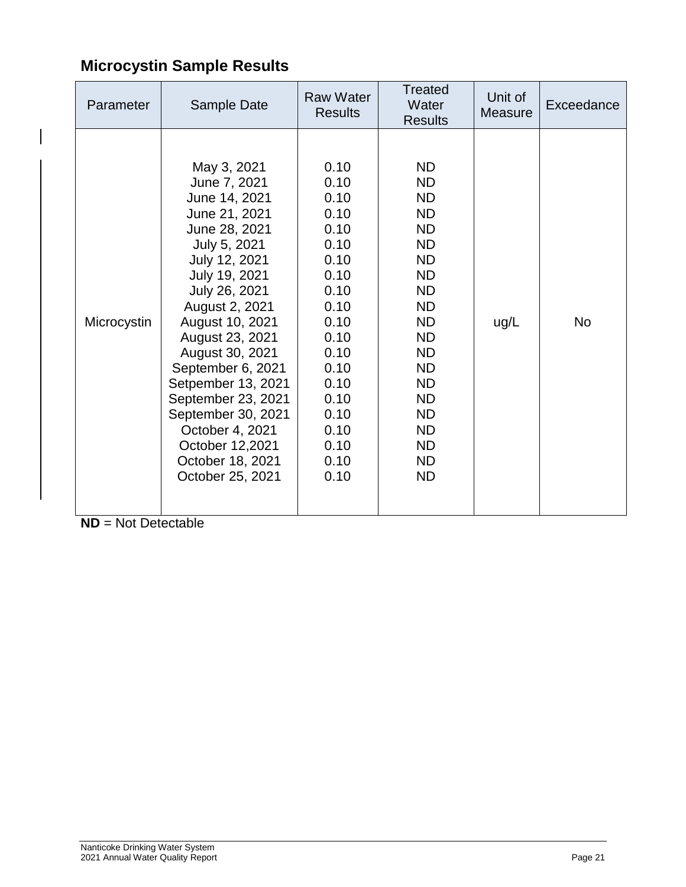## Microcystin Sample Results

| Parameter | Sample Date | Raw Water Results | Treated Water Results | Unit of Measure | Exceedance |
|---|---|---|---|---|---|
| Microcystin | May 3, 2021 | 0.10 | ND | ug/L | No |
| | June 7, 2021 | 0.10 | ND | | |
| | June 14, 2021 | 0.10 | ND | | |
| | June 21, 2021 | 0.10 | ND | | |
| | June 28, 2021 | 0.10 | ND | | |
| | July 5, 2021 | 0.10 | ND | | |
| | July 12, 2021 | 0.10 | ND | | |
| | July 19, 2021 | 0.10 | ND | | |
| | July 26, 2021 | 0.10 | ND | | |
| | August 2, 2021 | 0.10 | ND | | |
| | August 10, 2021 | 0.10 | ND | | |
| | August 23, 2021 | 0.10 | ND | | |
| | August 30, 2021 | 0.10 | ND | | |
| | September 6, 2021 | 0.10 | ND | | |
| | Setpember 13, 2021 | 0.10 | ND | | |
| | September 23, 2021 | 0.10 | ND | | |
| | September 30, 2021 | 0.10 | ND | | |
| | October 4, 2021 | 0.10 | ND | | |
| | October 12,2021 | 0.10 | ND | | |
| | October 18, 2021 | 0.10 | ND | | |
| | October 25, 2021 | 0.10 | ND | | |

**ND** = Not Detectable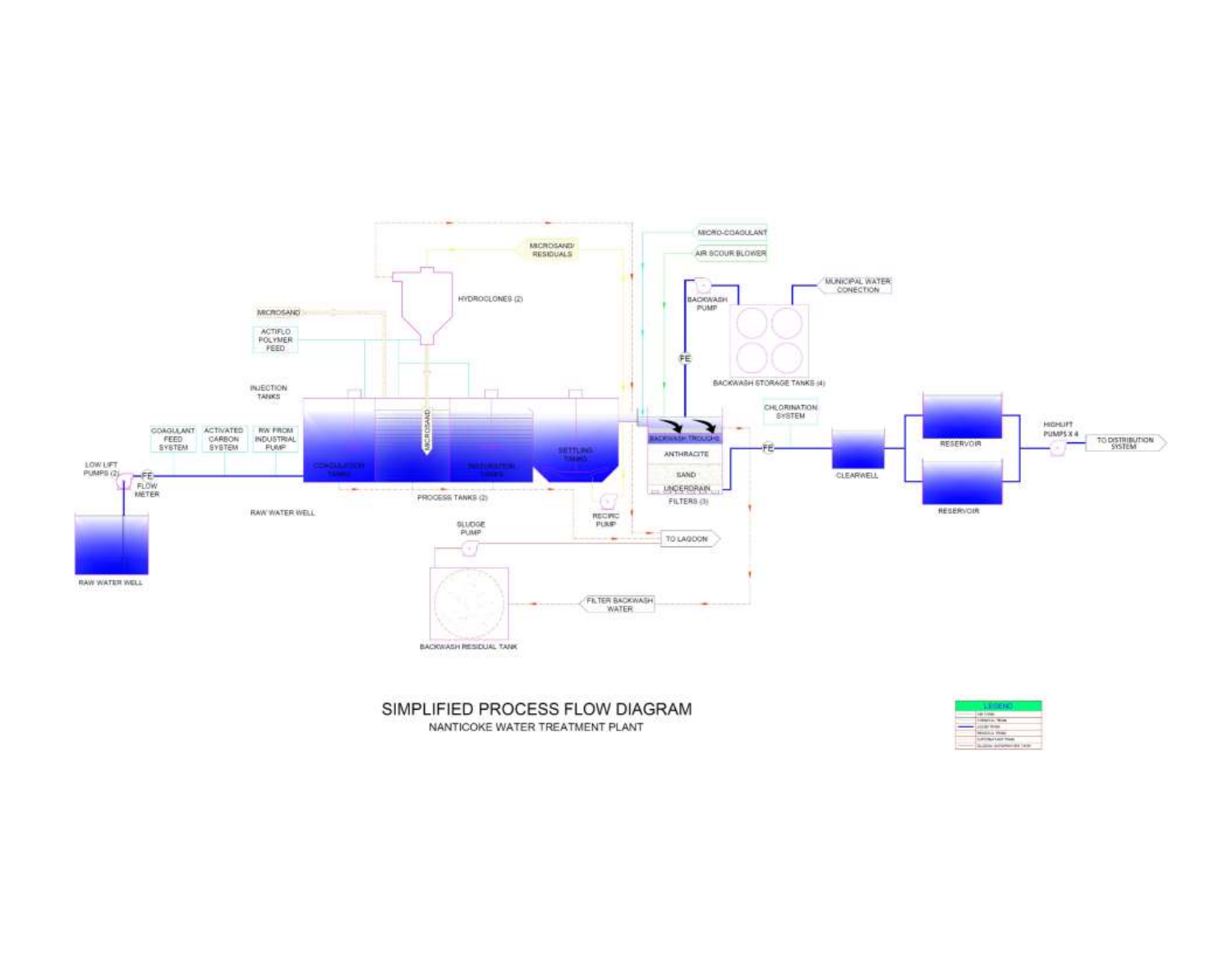MICROSAND/ RESIDUALS

MICRO-COAGULANT

AIR SCOUR BLOWER

HYDROCLONES (2)

MICROSAND

ACTIFLO POLYMER FEED

MUNICIPAL WATER CONECTION

BACKWASH PUMP

FE

BACKWASH STORAGE TANKS (4)

INJECTION TANKS

MICROSAND

CHLORINATION SYSTEM

COAGULANT FEED SYSTEM

ACTIVATED CARBON SYSTEM

RW FROM INDUSTRIAL PUMP

COAGULATION TANKS

MATURATION TANKS

SETTLING TANKS

BACKWASH TROUGHS

ANTHRACITE

SAND

UNDERDRAIN

FILTERS (3)

FE

CLEARWELL

RESERVOIR

RESERVOIR

HIGHLIFT PUMPS X 4

TO DISTRIBUTION SYSTEM

LOW LIFT PUMPS (2)

FE

FLOW METER

PROCESS TANKS (2)

RAW WATER WELL

RECIRC PUMP

SLUDGE PUMP

TO LAGOON

RAW WATER WELL

FILTER BACKWASH WATER

BACKWASH RESIDUAL TANK

LEGEND

# SIMPLIFIED PROCESS FLOW DIAGRAM

NANTICOKE WATER TREATMENT PLANT